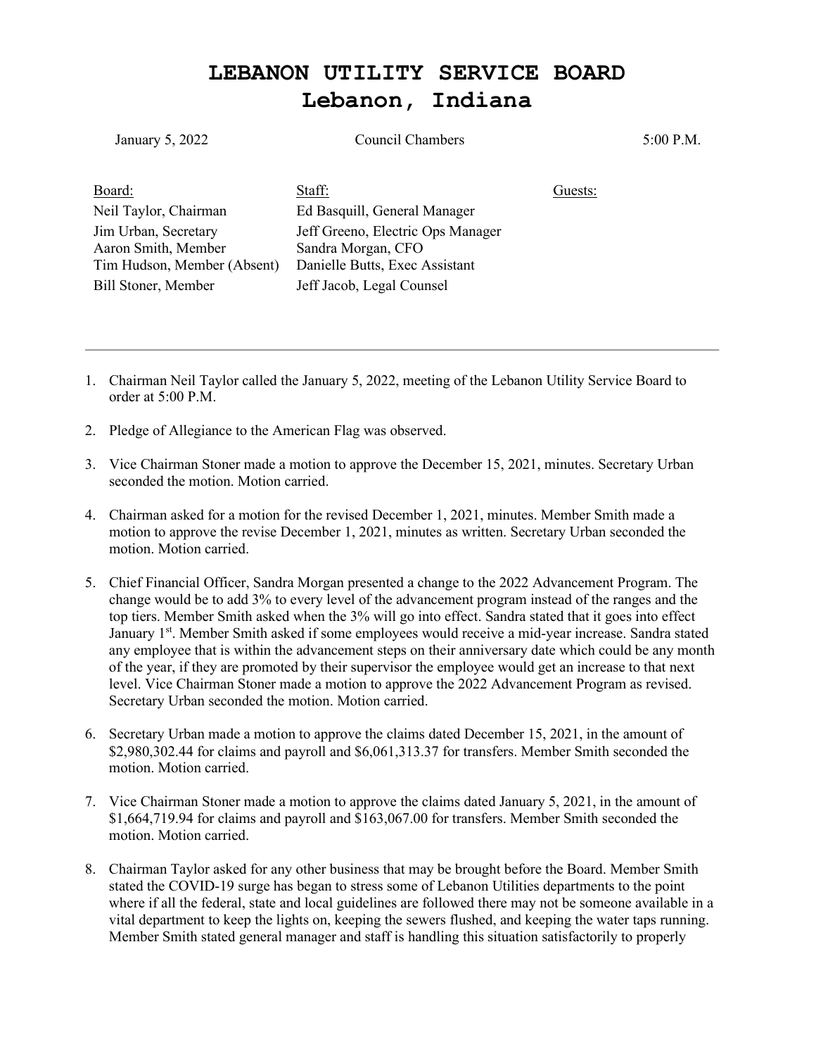# LEBANON UTILITY SERVICE BOARD
# Lebanon, Indiana

January 5, 2022 | Council Chambers | 5:00 P.M.

| Board: | Staff: | Guests: |
|---|---|---|
| Neil Taylor, Chairman | Ed Basquill, General Manager | |
| Jim Urban, Secretary | Jeff Greeno, Electric Ops Manager | |
| Aaron Smith, Member | Sandra Morgan, CFO | |
| Tim Hudson, Member (Absent) | Danielle Butts, Exec Assistant | |
| Bill Stoner, Member | Jeff Jacob, Legal Counsel | |

---

1. Chairman Neil Taylor called the January 5, 2022, meeting of the Lebanon Utility Service Board to order at 5:00 P.M.

2. Pledge of Allegiance to the American Flag was observed.

3. Vice Chairman Stoner made a motion to approve the December 15, 2021, minutes. Secretary Urban seconded the motion. Motion carried.

4. Chairman asked for a motion for the revised December 1, 2021, minutes. Member Smith made a motion to approve the revise December 1, 2021, minutes as written. Secretary Urban seconded the motion. Motion carried.

5. Chief Financial Officer, Sandra Morgan presented a change to the 2022 Advancement Program. The change would be to add 3% to every level of the advancement program instead of the ranges and the top tiers. Member Smith asked when the 3% will go into effect. Sandra stated that it goes into effect January 1st. Member Smith asked if some employees would receive a mid-year increase. Sandra stated any employee that is within the advancement steps on their anniversary date which could be any month of the year, if they are promoted by their supervisor the employee would get an increase to that next level. Vice Chairman Stoner made a motion to approve the 2022 Advancement Program as revised. Secretary Urban seconded the motion. Motion carried.

6. Secretary Urban made a motion to approve the claims dated December 15, 2021, in the amount of $2,980,302.44 for claims and payroll and $6,061,313.37 for transfers. Member Smith seconded the motion. Motion carried.

7. Vice Chairman Stoner made a motion to approve the claims dated January 5, 2021, in the amount of $1,664,719.94 for claims and payroll and $163,067.00 for transfers. Member Smith seconded the motion. Motion carried.

8. Chairman Taylor asked for any other business that may be brought before the Board. Member Smith stated the COVID-19 surge has began to stress some of Lebanon Utilities departments to the point where if all the federal, state and local guidelines are followed there may not be someone available in a vital department to keep the lights on, keeping the sewers flushed, and keeping the water taps running. Member Smith stated general manager and staff is handling this situation satisfactorily to properly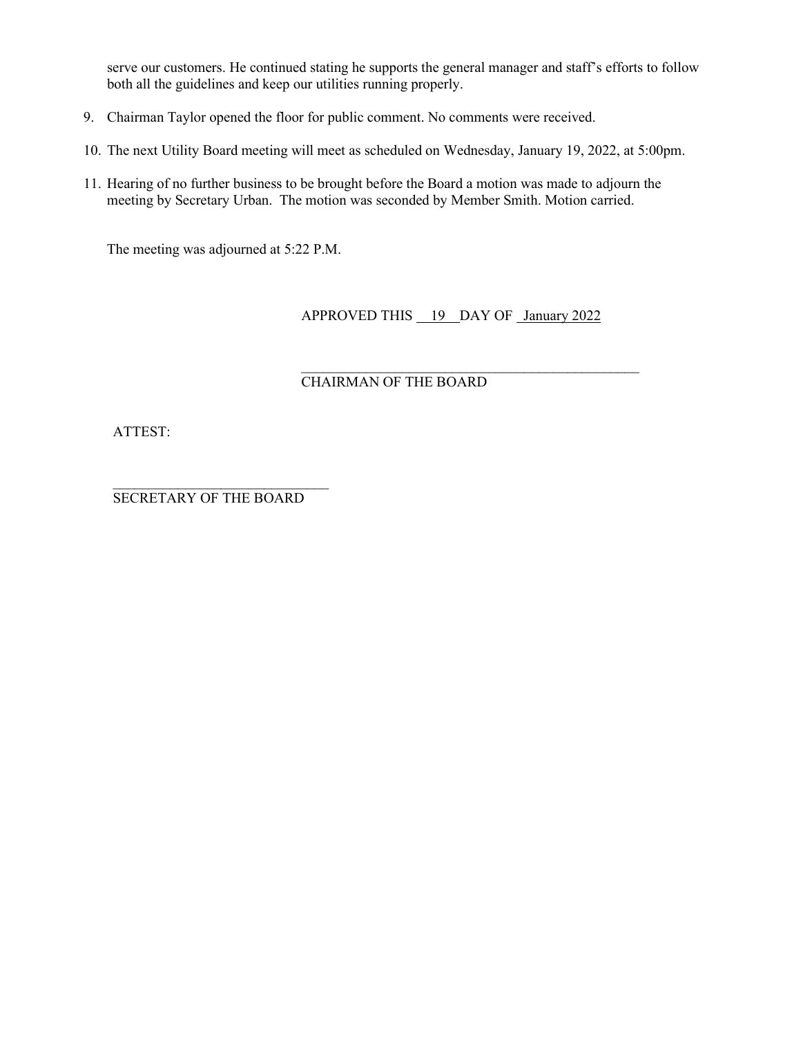serve our customers. He continued stating he supports the general manager and staff's efforts to follow both all the guidelines and keep our utilities running properly.

9. Chairman Taylor opened the floor for public comment. No comments were received.

10. The next Utility Board meeting will meet as scheduled on Wednesday, January 19, 2022, at 5:00pm.

11. Hearing of no further business to be brought before the Board a motion was made to adjourn the meeting by Secretary Urban. The motion was seconded by Member Smith. Motion carried.

The meeting was adjourned at 5:22 P.M.

APPROVED THIS 19 DAY OF January 2022

\_\_\_\_\_\_\_\_\_\_\_\_\_\_\_\_\_\_\_\_\_\_\_\_\_\_\_\_\_\_\_\_\_\_\_\_\_\_\_\_\_\_\_\_\_\_\_\_

CHAIRMAN OF THE BOARD

ATTEST:

\_\_\_\_\_\_\_\_\_\_\_\_\_\_\_\_\_\_\_\_\_\_\_\_\_\_\_\_\_\_\_

SECRETARY OF THE BOARD